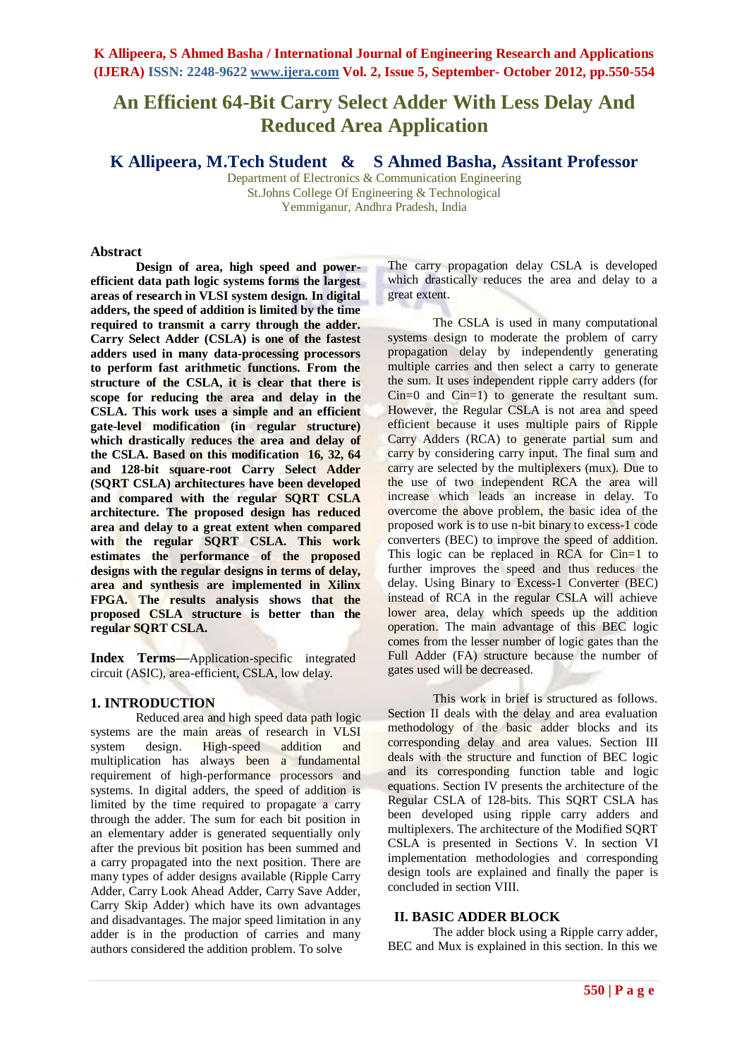# An Efficient 64-Bit Carry Select Adder With Less Delay And Reduced Area Application

## K Allipeera, M.Tech Student & S Ahmed Basha, Assitant Professor

Department of Electronics & Communication Engineering
St.Johns College Of Engineering & Technological
Yemmiganur, Andhra Pradesh, India

### Abstract

**Design of area, high speed and power-efficient data path logic systems forms the largest areas of research in VLSI system design. In digital adders, the speed of addition is limited by the time required to transmit a carry through the adder. Carry Select Adder (CSLA) is one of the fastest adders used in many data-processing processors to perform fast arithmetic functions. From the structure of the CSLA, it is clear that there is scope for reducing the area and delay in the CSLA. This work uses a simple and an efficient gate-level modification (in regular structure) which drastically reduces the area and delay of the CSLA. Based on this modification 16, 32, 64 and 128-bit square-root Carry Select Adder (SQRT CSLA) architectures have been developed and compared with the regular SQRT CSLA architecture. The proposed design has reduced area and delay to a great extent when compared with the regular SQRT CSLA. This work estimates the performance of the proposed designs with the regular designs in terms of delay, area and synthesis are implemented in Xilinx FPGA. The results analysis shows that the proposed CSLA structure is better than the regular SQRT CSLA.**

**Index Terms**—Application-specific integrated circuit (ASIC), area-efficient, CSLA, low delay.

### 1. INTRODUCTION

Reduced area and high speed data path logic systems are the main areas of research in VLSI system design. High-speed addition and multiplication has always been a fundamental requirement of high-performance processors and systems. In digital adders, the speed of addition is limited by the time required to propagate a carry through the adder. The sum for each bit position in an elementary adder is generated sequentially only after the previous bit position has been summed and a carry propagated into the next position. There are many types of adder designs available (Ripple Carry Adder, Carry Look Ahead Adder, Carry Save Adder, Carry Skip Adder) which have its own advantages and disadvantages. The major speed limitation in any adder is in the production of carries and many authors considered the addition problem. To solve The carry propagation delay CSLA is developed which drastically reduces the area and delay to a great extent.

The CSLA is used in many computational systems design to moderate the problem of carry propagation delay by independently generating multiple carries and then select a carry to generate the sum. It uses independent ripple carry adders (for Cin=0 and Cin=1) to generate the resultant sum. However, the Regular CSLA is not area and speed efficient because it uses multiple pairs of Ripple Carry Adders (RCA) to generate partial sum and carry by considering carry input. The final sum and carry are selected by the multiplexers (mux). Due to the use of two independent RCA the area will increase which leads an increase in delay. To overcome the above problem, the basic idea of the proposed work is to use n-bit binary to excess-1 code converters (BEC) to improve the speed of addition. This logic can be replaced in RCA for Cin=1 to further improves the speed and thus reduces the delay. Using Binary to Excess-1 Converter (BEC) instead of RCA in the regular CSLA will achieve lower area, delay which speeds up the addition operation. The main advantage of this BEC logic comes from the lesser number of logic gates than the Full Adder (FA) structure because the number of gates used will be decreased.

This work in brief is structured as follows. Section II deals with the delay and area evaluation methodology of the basic adder blocks and its corresponding delay and area values. Section III deals with the structure and function of BEC logic and its corresponding function table and logic equations. Section IV presents the architecture of the Regular CSLA of 128-bits. This SQRT CSLA has been developed using ripple carry adders and multiplexers. The architecture of the Modified SQRT CSLA is presented in Sections V. In section VI implementation methodologies and corresponding design tools are explained and finally the paper is concluded in section VIII.

### II. BASIC ADDER BLOCK

The adder block using a Ripple carry adder, BEC and Mux is explained in this section. In this we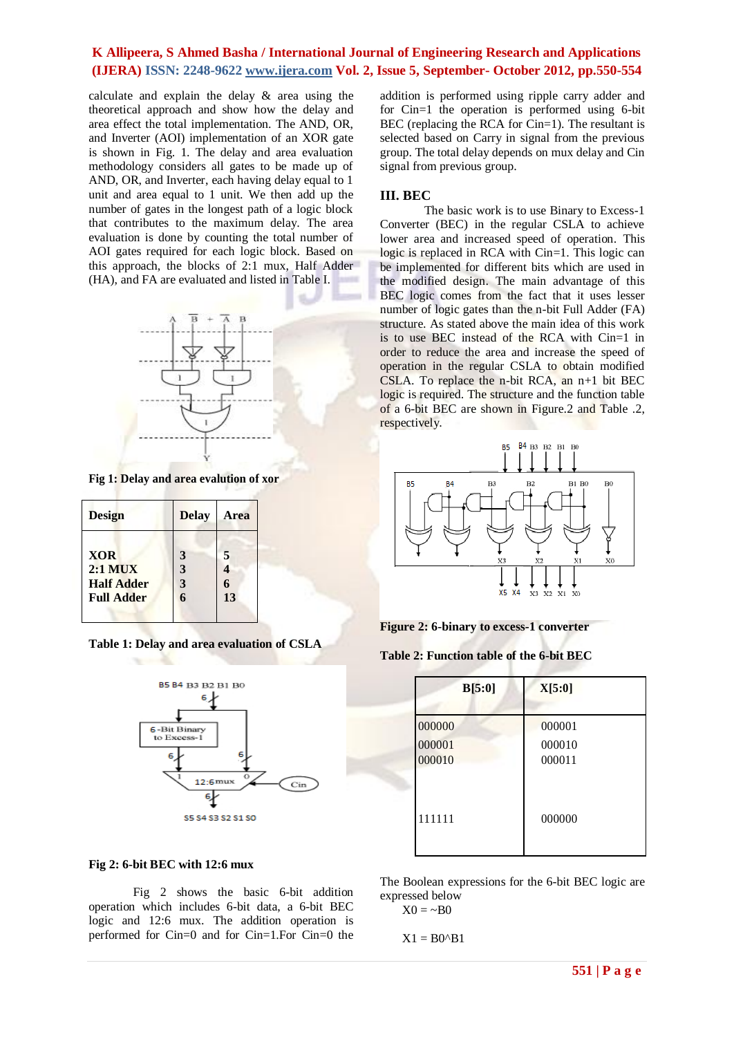calculate and explain the delay & area using the theoretical approach and show how the delay and area effect the total implementation. The AND, OR, and Inverter (AOI) implementation of an XOR gate is shown in Fig. 1. The delay and area evaluation methodology considers all gates to be made up of AND, OR, and Inverter, each having delay equal to 1 unit and area equal to 1 unit. We then add up the number of gates in the longest path of a logic block that contributes to the maximum delay. The area evaluation is done by counting the total number of AOI gates required for each logic block. Based on this approach, the blocks of 2:1 mux, Half Adder (HA), and FA are evaluated and listed in Table I.

**Fig 1: Delay and area evalution of xor**

| Design | Delay | Area |
|---|---|---|
| XOR | 3 | 5 |
| 2:1 MUX | 3 | 4 |
| Half Adder | 3 | 6 |
| Full Adder | 6 | 13 |

**Table 1: Delay and area evaluation of CSLA**

**Fig 2: 6-bit BEC with 12:6 mux**

Fig 2 shows the basic 6-bit addition operation which includes 6-bit data, a 6-bit BEC logic and 12:6 mux. The addition operation is performed for Cin=0 and for Cin=1.For Cin=0 the addition is performed using ripple carry adder and for Cin=1 the operation is performed using 6-bit BEC (replacing the RCA for Cin=1). The resultant is selected based on Carry in signal from the previous group. The total delay depends on mux delay and Cin signal from previous group.

## III. BEC

The basic work is to use Binary to Excess-1 Converter (BEC) in the regular CSLA to achieve lower area and increased speed of operation. This logic is replaced in RCA with Cin=1. This logic can be implemented for different bits which are used in the modified design. The main advantage of this BEC logic comes from the fact that it uses lesser number of logic gates than the n-bit Full Adder (FA) structure. As stated above the main idea of this work is to use BEC instead of the RCA with Cin=1 in order to reduce the area and increase the speed of operation in the regular CSLA to obtain modified CSLA. To replace the n-bit RCA, an n+1 bit BEC logic is required. The structure and the function table of a 6-bit BEC are shown in Figure.2 and Table .2, respectively.

**Figure 2: 6-binary to excess-1 converter**

**Table 2: Function table of the 6-bit BEC**

| B[5:0] | X[5:0] |
|---|---|
| 000000 | 000001 |
| 000001 | 000010 |
| 000010 | 000011 |
| | |
| 111111 | 000000 |

The Boolean expressions for the 6-bit BEC logic are expressed below

X0 = ~B0

X1 = B0^B1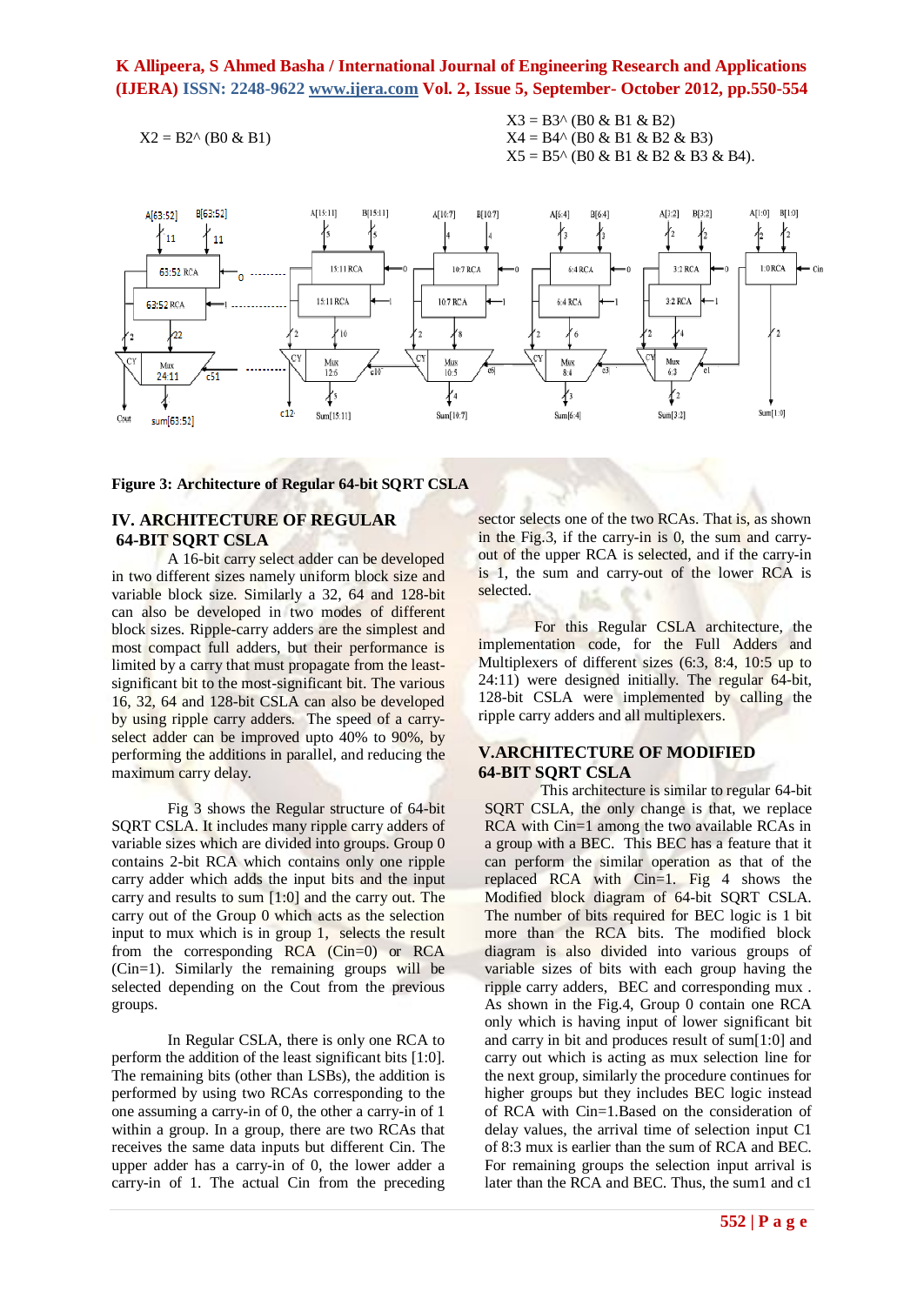$$X2 = B2 \wedge (B0 \,\&\, B1)$$

$$X3 = B3 \wedge (B0 \,\&\, B1 \,\&\, B2)$$
$$X4 = B4 \wedge (B0 \,\&\, B1 \,\&\, B2 \,\&\, B3)$$
$$X5 = B5 \wedge (B0 \,\&\, B1 \,\&\, B2 \,\&\, B3 \,\&\, B4).$$

**Figure 3: Architecture of Regular 64-bit SQRT CSLA**

## IV. ARCHITECTURE OF REGULAR 64-BIT SQRT CSLA

A 16-bit carry select adder can be developed in two different sizes namely uniform block size and variable block size. Similarly a 32, 64 and 128-bit can also be developed in two modes of different block sizes. Ripple-carry adders are the simplest and most compact full adders, but their performance is limited by a carry that must propagate from the least-significant bit to the most-significant bit. The various 16, 32, 64 and 128-bit CSLA can also be developed by using ripple carry adders. The speed of a carry-select adder can be improved upto 40% to 90%, by performing the additions in parallel, and reducing the maximum carry delay.

Fig 3 shows the Regular structure of 64-bit SQRT CSLA. It includes many ripple carry adders of variable sizes which are divided into groups. Group 0 contains 2-bit RCA which contains only one ripple carry adder which adds the input bits and the input carry and results to sum [1:0] and the carry out. The carry out of the Group 0 which acts as the selection input to mux which is in group 1, selects the result from the corresponding RCA (Cin=0) or RCA (Cin=1). Similarly the remaining groups will be selected depending on the Cout from the previous groups.

In Regular CSLA, there is only one RCA to perform the addition of the least significant bits [1:0]. The remaining bits (other than LSBs), the addition is performed by using two RCAs corresponding to the one assuming a carry-in of 0, the other a carry-in of 1 within a group. In a group, there are two RCAs that receives the same data inputs but different Cin. The upper adder has a carry-in of 0, the lower adder a carry-in of 1. The actual Cin from the preceding sector selects one of the two RCAs. That is, as shown in the Fig.3, if the carry-in is 0, the sum and carry-out of the upper RCA is selected, and if the carry-in is 1, the sum and carry-out of the lower RCA is selected.

For this Regular CSLA architecture, the implementation code, for the Full Adders and Multiplexers of different sizes (6:3, 8:4, 10:5 up to 24:11) were designed initially. The regular 64-bit, 128-bit CSLA were implemented by calling the ripple carry adders and all multiplexers.

## V.ARCHITECTURE OF MODIFIED 64-BIT SQRT CSLA

This architecture is similar to regular 64-bit SQRT CSLA, the only change is that, we replace RCA with Cin=1 among the two available RCAs in a group with a BEC. This BEC has a feature that it can perform the similar operation as that of the replaced RCA with Cin=1. Fig 4 shows the Modified block diagram of 64-bit SQRT CSLA. The number of bits required for BEC logic is 1 bit more than the RCA bits. The modified block diagram is also divided into various groups of variable sizes of bits with each group having the ripple carry adders, BEC and corresponding mux . As shown in the Fig.4, Group 0 contain one RCA only which is having input of lower significant bit and carry in bit and produces result of sum[1:0] and carry out which is acting as mux selection line for the next group, similarly the procedure continues for higher groups but they includes BEC logic instead of RCA with Cin=1.Based on the consideration of delay values, the arrival time of selection input C1 of 8:3 mux is earlier than the sum of RCA and BEC. For remaining groups the selection input arrival is later than the RCA and BEC. Thus, the sum1 and c1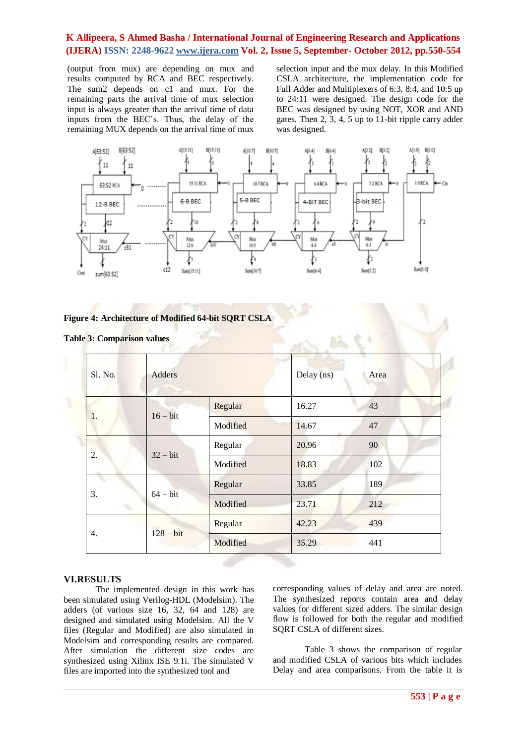(output from mux) are depending on mux and results computed by RCA and BEC respectively. The sum2 depends on c1 and mux. For the remaining parts the arrival time of mux selection input is always greater than the arrival time of data inputs from the BEC's. Thus, the delay of the remaining MUX depends on the arrival time of mux selection input and the mux delay. In this Modified CSLA architecture, the implementation code for Full Adder and Multiplexers of 6:3, 8:4, and 10:5 up to 24:11 were designed. The design code for the BEC was designed by using NOT, XOR and AND gates. Then 2, 3, 4, 5 up to 11-bit ripple carry adder was designed.

**Figure 4: Architecture of Modified 64-bit SQRT CSLA**

**Table 3: Comparison values**

| Sl. No. | Adders | | Delay (ns) | Area |
|---|---|---|---|---|
| 1. | 16 – bit | Regular | 16.27 | 43 |
| | | Modified | 14.67 | 47 |
| 2. | 32 – bit | Regular | 20.96 | 90 |
| | | Modified | 18.83 | 102 |
| 3. | 64 – bit | Regular | 33.85 | 189 |
| | | Modified | 23.71 | 212 |
| 4. | 128 – bit | Regular | 42.23 | 439 |
| | | Modified | 35.29 | 441 |

## VI.RESULTS

The implemented design in this work has been simulated using Verilog-HDL (Modelsim). The adders (of various size 16, 32, 64 and 128) are designed and simulated using Modelsim. All the V files (Regular and Modified) are also simulated in Modelsim and corresponding results are compared. After simulation the different size codes are synthesized using Xilinx ISE 9.1i. The simulated V files are imported into the synthesized tool and corresponding values of delay and area are noted. The synthesized reports contain area and delay values for different sized adders. The similar design flow is followed for both the regular and modified SQRT CSLA of different sizes.

Table 3 shows the comparison of regular and modified CSLA of various bits which includes Delay and area comparisons. From the table it is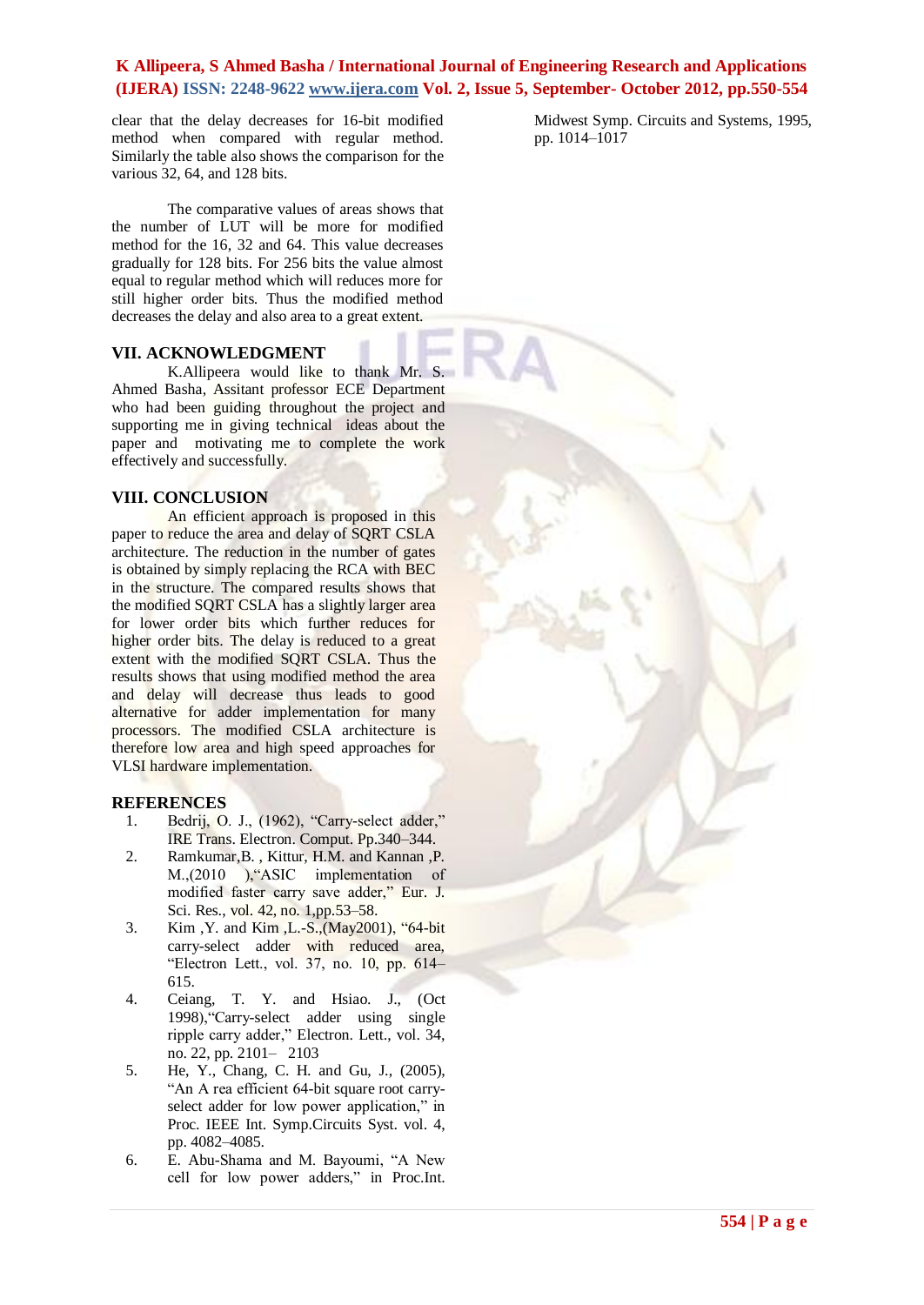clear that the delay decreases for 16-bit modified method when compared with regular method. Similarly the table also shows the comparison for the various 32, 64, and 128 bits.

The comparative values of areas shows that the number of LUT will be more for modified method for the 16, 32 and 64. This value decreases gradually for 128 bits. For 256 bits the value almost equal to regular method which will reduces more for still higher order bits. Thus the modified method decreases the delay and also area to a great extent.

## VII. ACKNOWLEDGMENT

K.Allipeera would like to thank Mr. S. Ahmed Basha, Assitant professor ECE Department who had been guiding throughout the project and supporting me in giving technical ideas about the paper and motivating me to complete the work effectively and successfully.

## VIII. CONCLUSION

An efficient approach is proposed in this paper to reduce the area and delay of SQRT CSLA architecture. The reduction in the number of gates is obtained by simply replacing the RCA with BEC in the structure. The compared results shows that the modified SQRT CSLA has a slightly larger area for lower order bits which further reduces for higher order bits. The delay is reduced to a great extent with the modified SQRT CSLA. Thus the results shows that using modified method the area and delay will decrease thus leads to good alternative for adder implementation for many processors. The modified CSLA architecture is therefore low area and high speed approaches for VLSI hardware implementation.

## REFERENCES

1. Bedrij, O. J., (1962), "Carry-select adder," IRE Trans. Electron. Comput. Pp.340–344.
2. Ramkumar,B. , Kittur, H.M. and Kannan ,P. M.,(2010 ),"ASIC implementation of modified faster carry save adder," Eur. J. Sci. Res., vol. 42, no. 1,pp.53–58.
3. Kim ,Y. and Kim ,L.-S.,(May2001), "64-bit carry-select adder with reduced area, "Electron Lett., vol. 37, no. 10, pp. 614–615.
4. Ceiang, T. Y. and Hsiao. J., (Oct 1998),"Carry-select adder using single ripple carry adder," Electron. Lett., vol. 34, no. 22, pp. 2101– 2103
5. He, Y., Chang, C. H. and Gu, J., (2005), "An A rea efficient 64-bit square root carry-select adder for low power application," in Proc. IEEE Int. Symp.Circuits Syst. vol. 4, pp. 4082–4085.
6. E. Abu-Shama and M. Bayoumi, "A New cell for low power adders," in Proc.Int. Midwest Symp. Circuits and Systems, 1995, pp. 1014–1017